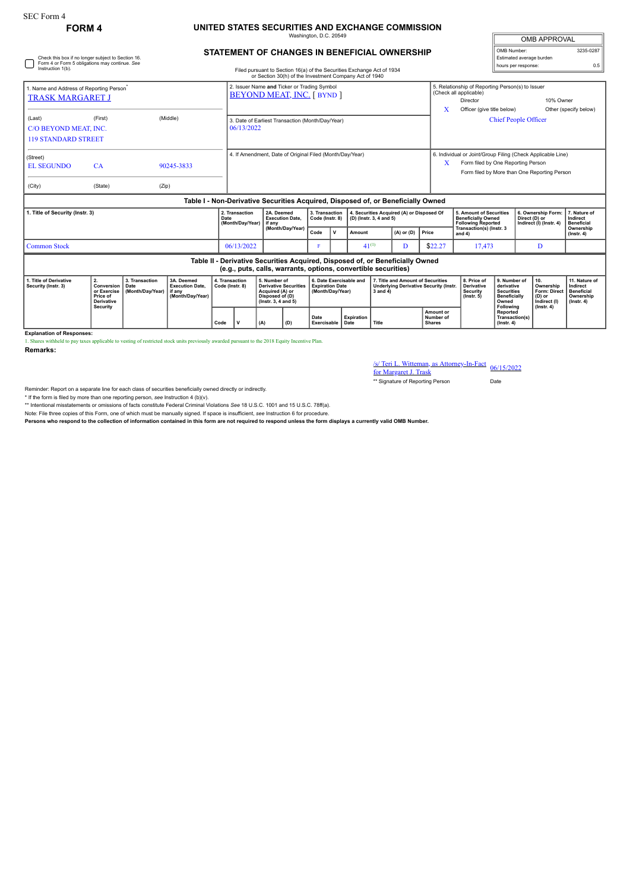SEC Form 4

**FORM 4**

# UNITED STATES SECURITIES AND EXCHANGE COMMISSION

Washington, D.C. 20549

## STATEMENT OF CHANGES IN BENEFICIAL OWNERSHIP

Filed pursuant to Section 16(a) of the Securities Exchange Act of 1934 or Section 30(h) of the Investment Company Act of 1940

| OMB APPROVAL | |
|---|---|
| OMB Number: | 3235-0287 |
| Estimated average burden | |
| hours per response: | 0.5 |

☐ Check this box if no longer subject to Section 16. Form 4 or Form 5 obligations may continue. *See* Instruction 1(b).

1. Name and Address of Reporting Person*
TRASK MARGARET J

(Last) (First) (Middle)
C/O BEYOND MEAT, INC.
119 STANDARD STREET

(Street)
EL SEGUNDO CA 90245-3833

(City) (State) (Zip)

2. Issuer Name **and** Ticker or Trading Symbol
BEYOND MEAT, INC. [ BYND ]

3. Date of Earliest Transaction (Month/Day/Year)
06/13/2022

4. If Amendment, Date of Original Filed (Month/Day/Year)

5. Relationship of Reporting Person(s) to Issuer (Check all applicable)
Director | 10% Owner
X Officer (give title below) | Other (specify below)
Chief People Officer

6. Individual or Joint/Group Filing (Check Applicable Line)
X Form filed by One Reporting Person
Form filed by More than One Reporting Person

### Table I - Non-Derivative Securities Acquired, Disposed of, or Beneficially Owned

| 1. Title of Security (Instr. 3) | 2. Transaction Date (Month/Day/Year) | 2A. Deemed Execution Date, if any (Month/Day/Year) | 3. Transaction Code (Instr. 8) | | 4. Securities Acquired (A) or Disposed Of (D) (Instr. 3, 4 and 5) | | | 5. Amount of Securities Beneficially Owned Following Reported Transaction(s) (Instr. 3 and 4) | 6. Ownership Form: Direct (D) or Indirect (I) (Instr. 4) | 7. Nature of Indirect Beneficial Ownership (Instr. 4) |
|---|---|---|---|---|---|---|---|---|---|---|
| | | | Code | V | Amount | (A) or (D) | Price | | | |
| Common Stock | 06/13/2022 | | F | | 41[1] | D | $22.27 | 17,473 | D | |

### Table II - Derivative Securities Acquired, Disposed of, or Beneficially Owned (e.g., puts, calls, warrants, options, convertible securities)

| 1. Title of Derivative Security (Instr. 3) | 2. Conversion or Exercise Price of Derivative Security | 3. Transaction Date (Month/Day/Year) | 3A. Deemed Execution Date, if any (Month/Day/Year) | 4. Transaction Code (Instr. 8) | | 5. Number of Derivative Securities Acquired (A) or Disposed of (D) (Instr. 3, 4 and 5) | | 6. Date Exercisable and Expiration Date (Month/Day/Year) | | 7. Title and Amount of Securities Underlying Derivative Security (Instr. 3 and 4) | | 8. Price of Derivative Security (Instr. 5) | 9. Number of derivative Securities Beneficially Owned Following Reported Transaction(s) (Instr. 4) | 10. Ownership Form: Direct (D) or Indirect (I) (Instr. 4) | 11. Nature of Indirect Beneficial Ownership (Instr. 4) |
|---|---|---|---|---|---|---|---|---|---|---|---|---|---|---|---|
| | | | | Code | V | (A) | (D) | Date Exercisable | Expiration Date | Title | Amount or Number of Shares | | | | |

**Explanation of Responses:**

1. Shares withheld to pay taxes applicable to vesting of restricted stock units previously awarded pursuant to the 2018 Equity Incentive Plan.

**Remarks:**

/s/ Teri L. Witteman, as Attorney-In-Fact for Margaret J. Trask | 06/15/2022

** Signature of Reporting Person | Date

Reminder: Report on a separate line for each class of securities beneficially owned directly or indirectly.

\* If the form is filed by more than one reporting person, *see* Instruction 4 (b)(v).

** Intentional misstatements or omissions of facts constitute Federal Criminal Violations *See* 18 U.S.C. 1001 and 15 U.S.C. 78ff(a).

Note: File three copies of this Form, one of which must be manually signed. If space is insufficient, *see* Instruction 6 for procedure.

**Persons who respond to the collection of information contained in this form are not required to respond unless the form displays a currently valid OMB Number.**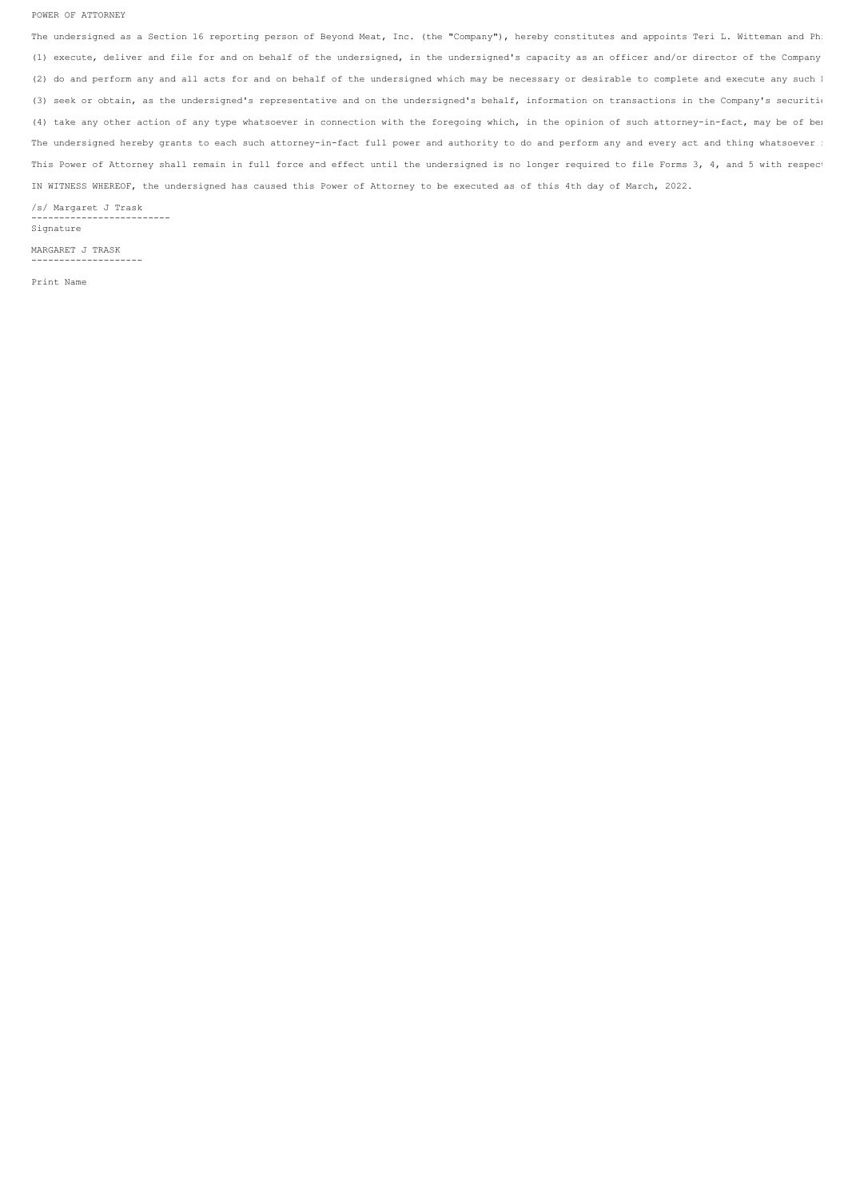POWER OF ATTORNEY

The undersigned as a Section 16 reporting person of Beyond Meat, Inc. (the "Company"), hereby constitutes and appoints Teri L. Witteman and Ph

(1) execute, deliver and file for and on behalf of the undersigned, in the undersigned's capacity as an officer and/or director of the Company

(2) do and perform any and all acts for and on behalf of the undersigned which may be necessary or desirable to complete and execute any such I

(3) seek or obtain, as the undersigned's representative and on the undersigned's behalf, information on transactions in the Company's securitie

(4) take any other action of any type whatsoever in connection with the foregoing which, in the opinion of such attorney-in-fact, may be of be

The undersigned hereby grants to each such attorney-in-fact full power and authority to do and perform any and every act and thing whatsoever

This Power of Attorney shall remain in full force and effect until the undersigned is no longer required to file Forms 3, 4, and 5 with respec

IN WITNESS WHEREOF, the undersigned has caused this Power of Attorney to be executed as of this 4th day of March, 2022.

/s/ Margaret J Trask
-------------------------
Signature

MARGARET J TRASK
--------------------

Print Name